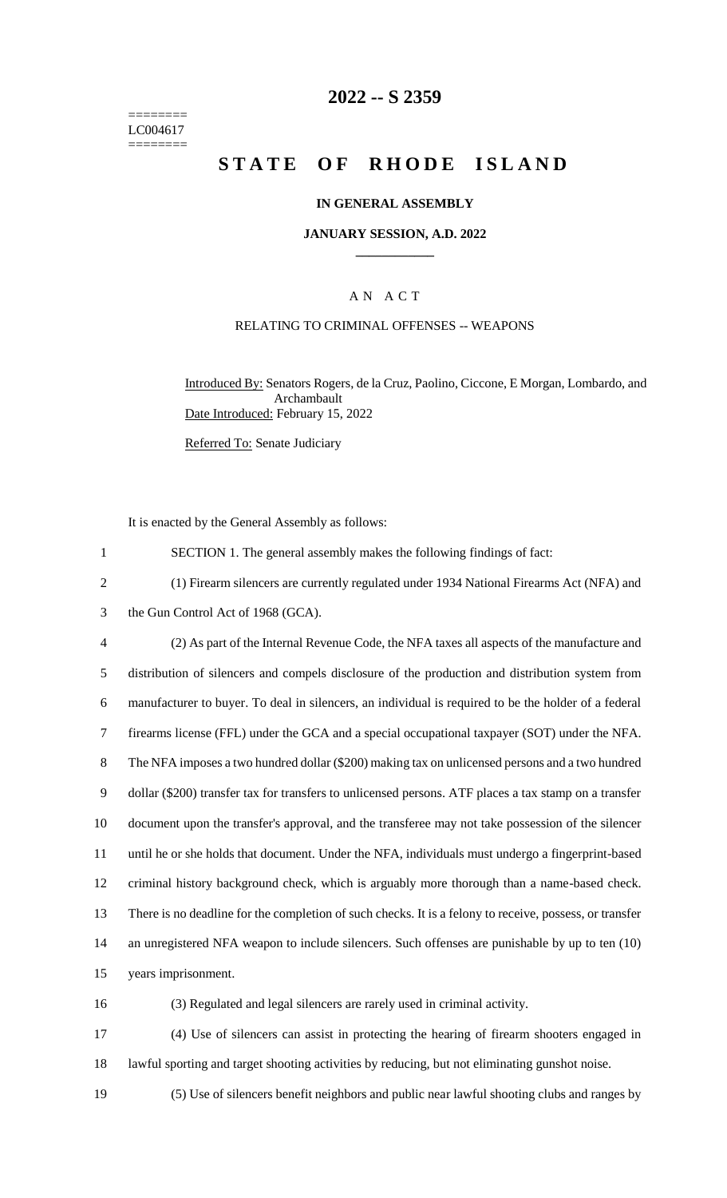========
LC004617
========

# 2022 -- S 2359

# STATE OF RHODE ISLAND

## IN GENERAL ASSEMBLY

### JANUARY SESSION, A.D. 2022

### A N A C T

### RELATING TO CRIMINAL OFFENSES -- WEAPONS

Introduced By: Senators Rogers, de la Cruz, Paolino, Ciccone, E Morgan, Lombardo, and Archambault

Date Introduced: February 15, 2022

Referred To: Senate Judiciary

It is enacted by the General Assembly as follows:

SECTION 1. The general assembly makes the following findings of fact:

(1) Firearm silencers are currently regulated under 1934 National Firearms Act (NFA) and the Gun Control Act of 1968 (GCA).

(2) As part of the Internal Revenue Code, the NFA taxes all aspects of the manufacture and distribution of silencers and compels disclosure of the production and distribution system from manufacturer to buyer. To deal in silencers, an individual is required to be the holder of a federal firearms license (FFL) under the GCA and a special occupational taxpayer (SOT) under the NFA. The NFA imposes a two hundred dollar ($200) making tax on unlicensed persons and a two hundred dollar ($200) transfer tax for transfers to unlicensed persons. ATF places a tax stamp on a transfer document upon the transfer's approval, and the transferee may not take possession of the silencer until he or she holds that document. Under the NFA, individuals must undergo a fingerprint-based criminal history background check, which is arguably more thorough than a name-based check. There is no deadline for the completion of such checks. It is a felony to receive, possess, or transfer an unregistered NFA weapon to include silencers. Such offenses are punishable by up to ten (10) years imprisonment.

(3) Regulated and legal silencers are rarely used in criminal activity.

(4) Use of silencers can assist in protecting the hearing of firearm shooters engaged in lawful sporting and target shooting activities by reducing, but not eliminating gunshot noise.

(5) Use of silencers benefit neighbors and public near lawful shooting clubs and ranges by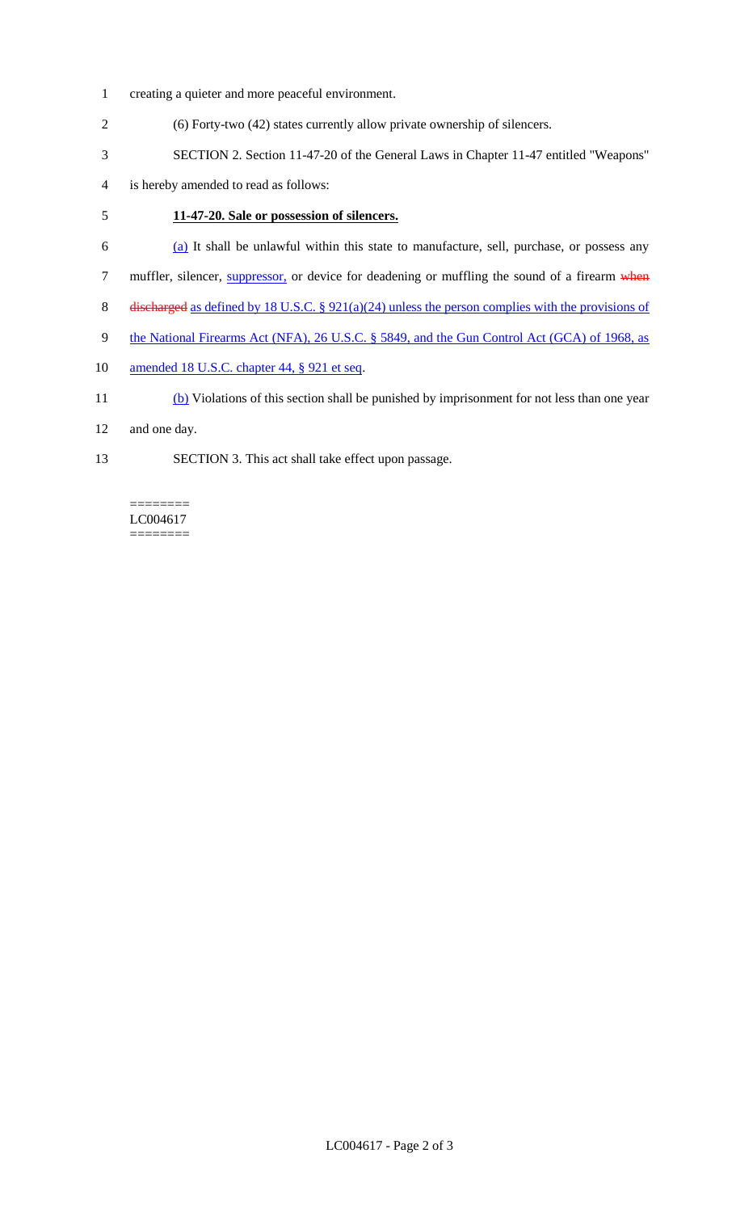creating a quieter and more peaceful environment.

(6) Forty-two (42) states currently allow private ownership of silencers.

SECTION 2. Section 11-47-20 of the General Laws in Chapter 11-47 entitled "Weapons" is hereby amended to read as follows:

**11-47-20. Sale or possession of silencers.**

(a) It shall be unlawful within this state to manufacture, sell, purchase, or possess any muffler, silencer, suppressor, or device for deadening or muffling the sound of a firearm ~~when discharged~~ as defined by 18 U.S.C. § 921(a)(24) unless the person complies with the provisions of the National Firearms Act (NFA), 26 U.S.C. § 5849, and the Gun Control Act (GCA) of 1968, as amended 18 U.S.C. chapter 44, § 921 et seq.

(b) Violations of this section shall be punished by imprisonment for not less than one year and one day.

SECTION 3. This act shall take effect upon passage.

========
LC004617
========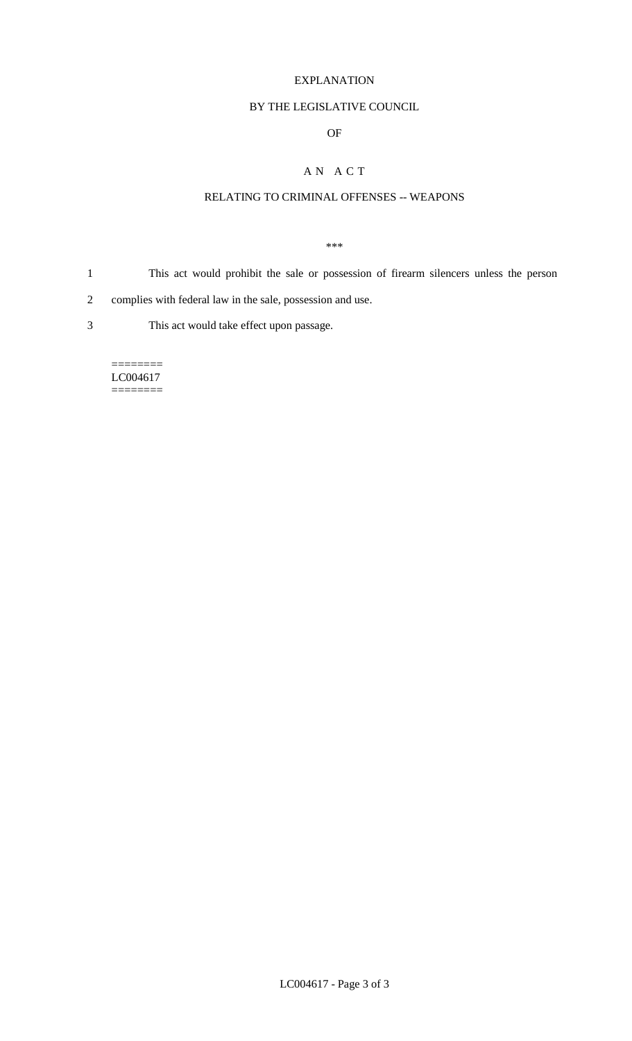EXPLANATION

BY THE LEGISLATIVE COUNCIL

OF

A N A C T

RELATING TO CRIMINAL OFFENSES -- WEAPONS

\*\*\*

1 This act would prohibit the sale or possession of firearm silencers unless the person
2 complies with federal law in the sale, possession and use.
3 This act would take effect upon passage.

========
LC004617
========